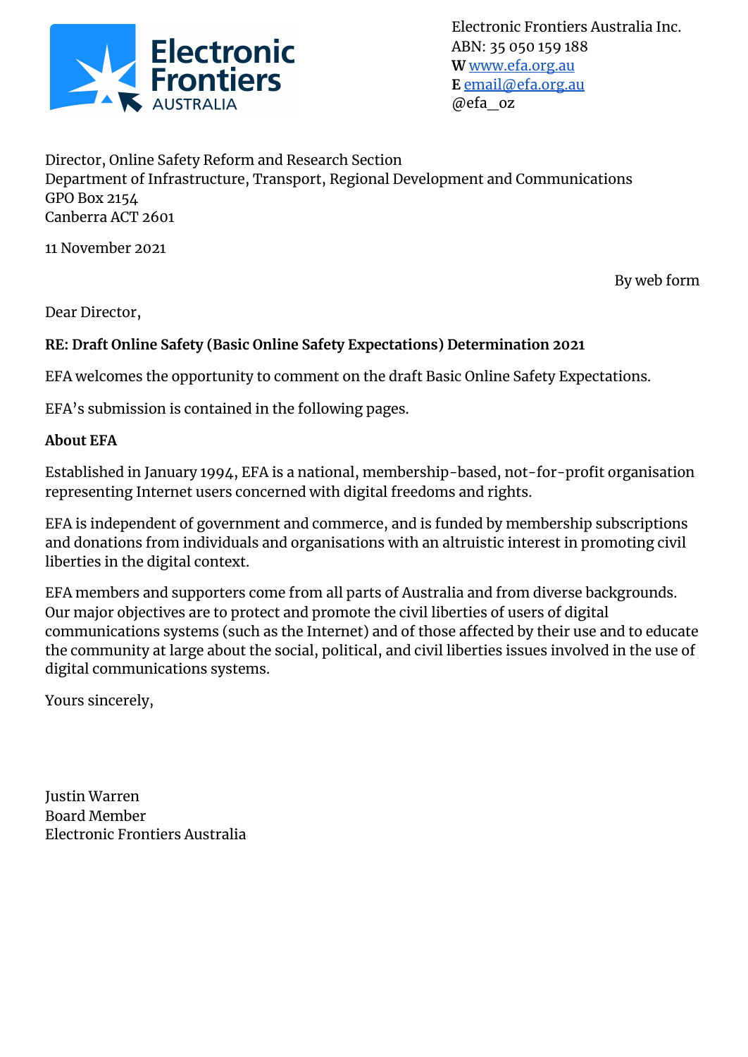Electronic Frontiers Australia Inc.
ABN: 35 050 159 188
**W** [www.efa.org.au](http://www.efa.org.au)
**E** [email@efa.org.au](mailto:email@efa.org.au)
@efa_oz

Director, Online Safety Reform and Research Section
Department of Infrastructure, Transport, Regional Development and Communications
GPO Box 2154
Canberra ACT 2601

11 November 2021

By web form

Dear Director,

**RE: Draft Online Safety (Basic Online Safety Expectations) Determination 2021**

EFA welcomes the opportunity to comment on the draft Basic Online Safety Expectations.

EFA's submission is contained in the following pages.

**About EFA**

Established in January 1994, EFA is a national, membership-based, not-for-profit organisation representing Internet users concerned with digital freedoms and rights.

EFA is independent of government and commerce, and is funded by membership subscriptions and donations from individuals and organisations with an altruistic interest in promoting civil liberties in the digital context.

EFA members and supporters come from all parts of Australia and from diverse backgrounds. Our major objectives are to protect and promote the civil liberties of users of digital communications systems (such as the Internet) and of those affected by their use and to educate the community at large about the social, political, and civil liberties issues involved in the use of digital communications systems.

Yours sincerely,

Justin Warren
Board Member
Electronic Frontiers Australia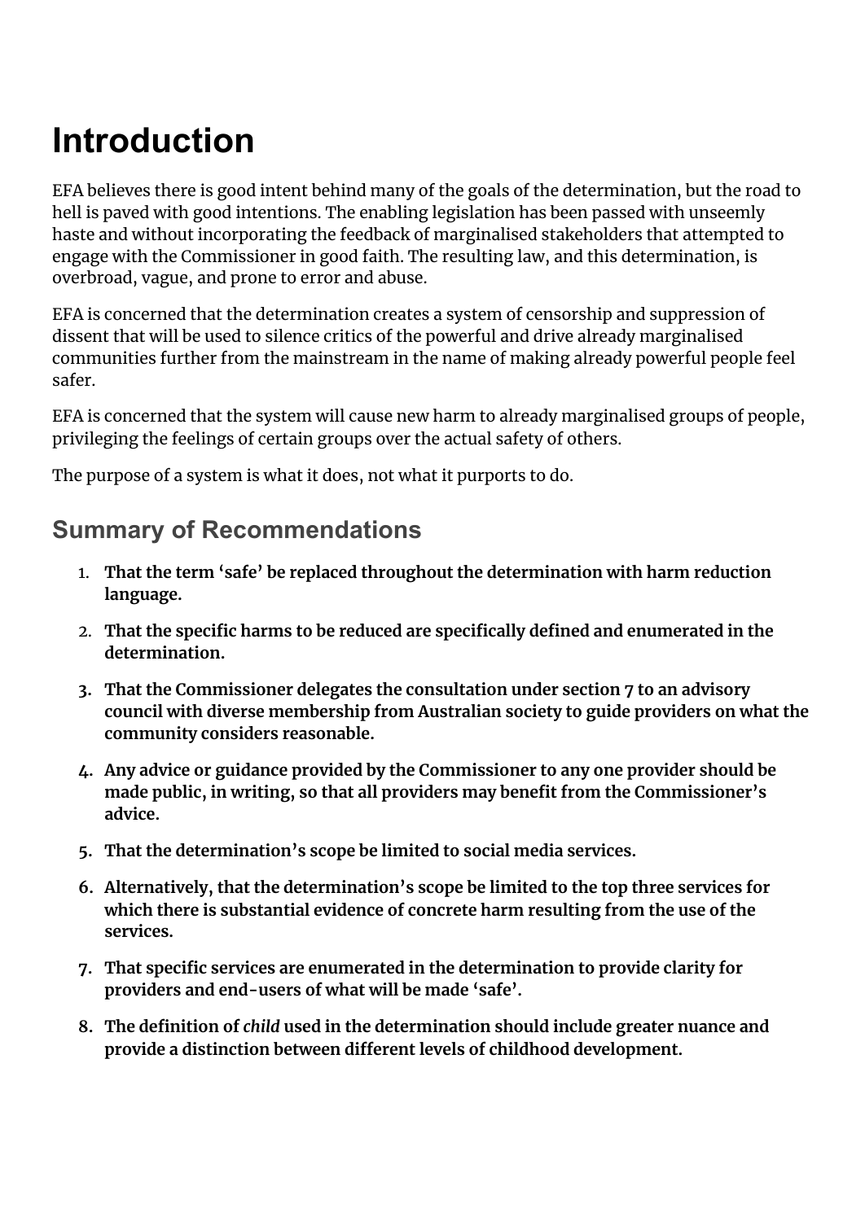# Introduction

EFA believes there is good intent behind many of the goals of the determination, but the road to hell is paved with good intentions. The enabling legislation has been passed with unseemly haste and without incorporating the feedback of marginalised stakeholders that attempted to engage with the Commissioner in good faith. The resulting law, and this determination, is overbroad, vague, and prone to error and abuse.

EFA is concerned that the determination creates a system of censorship and suppression of dissent that will be used to silence critics of the powerful and drive already marginalised communities further from the mainstream in the name of making already powerful people feel safer.

EFA is concerned that the system will cause new harm to already marginalised groups of people, privileging the feelings of certain groups over the actual safety of others.

The purpose of a system is what it does, not what it purports to do.

## Summary of Recommendations

1. **That the term 'safe' be replaced throughout the determination with harm reduction language.**
2. **That the specific harms to be reduced are specifically defined and enumerated in the determination.**
3. **That the Commissioner delegates the consultation under section 7 to an advisory council with diverse membership from Australian society to guide providers on what the community considers reasonable.**
4. **Any advice or guidance provided by the Commissioner to any one provider should be made public, in writing, so that all providers may benefit from the Commissioner's advice.**
5. **That the determination's scope be limited to social media services.**
6. **Alternatively, that the determination's scope be limited to the top three services for which there is substantial evidence of concrete harm resulting from the use of the services.**
7. **That specific services are enumerated in the determination to provide clarity for providers and end-users of what will be made 'safe'.**
8. **The definition of *child* used in the determination should include greater nuance and provide a distinction between different levels of childhood development.**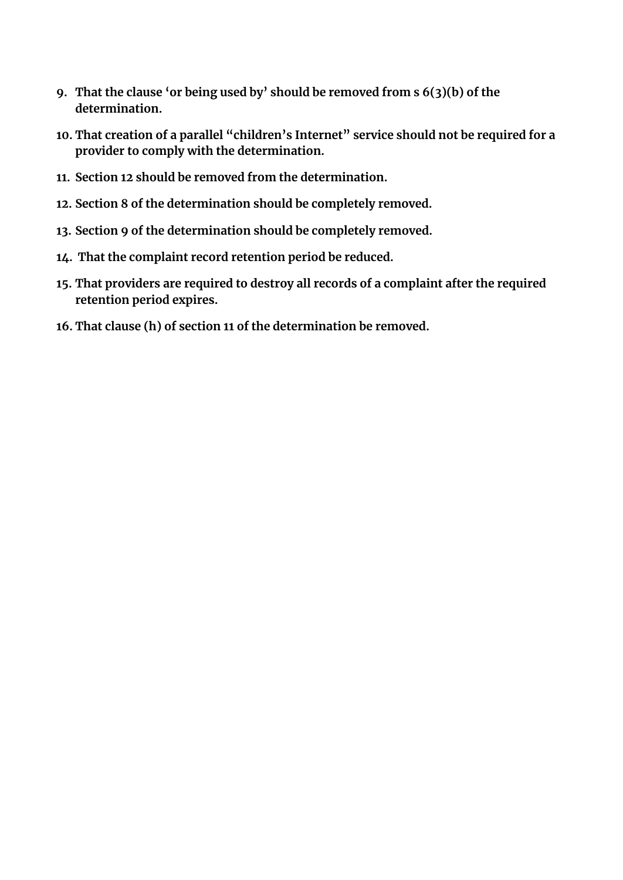9. **That the clause 'or being used by' should be removed from s 6(3)(b) of the determination.**
10. **That creation of a parallel "children's Internet" service should not be required for a provider to comply with the determination.**
11. **Section 12 should be removed from the determination.**
12. **Section 8 of the determination should be completely removed.**
13. **Section 9 of the determination should be completely removed.**
14. **That the complaint record retention period be reduced.**
15. **That providers are required to destroy all records of a complaint after the required retention period expires.**
16. **That clause (h) of section 11 of the determination be removed.**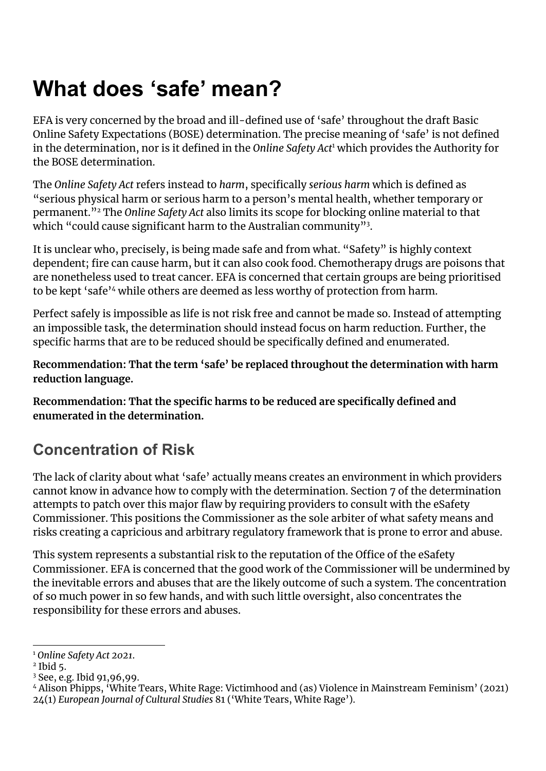# What does 'safe' mean?

EFA is very concerned by the broad and ill-defined use of 'safe' throughout the draft Basic Online Safety Expectations (BOSE) determination. The precise meaning of 'safe' is not defined in the determination, nor is it defined in the *Online Safety Act*[1] which provides the Authority for the BOSE determination.

The *Online Safety Act* refers instead to *harm*, specifically *serious harm* which is defined as "serious physical harm or serious harm to a person's mental health, whether temporary or permanent."[2] The *Online Safety Act* also limits its scope for blocking online material to that which "could cause significant harm to the Australian community"[3].

It is unclear who, precisely, is being made safe and from what. "Safety" is highly context dependent; fire can cause harm, but it can also cook food. Chemotherapy drugs are poisons that are nonetheless used to treat cancer. EFA is concerned that certain groups are being prioritised to be kept 'safe'[4] while others are deemed as less worthy of protection from harm.

Perfect safely is impossible as life is not risk free and cannot be made so. Instead of attempting an impossible task, the determination should instead focus on harm reduction. Further, the specific harms that are to be reduced should be specifically defined and enumerated.

**Recommendation: That the term 'safe' be replaced throughout the determination with harm reduction language.**

**Recommendation: That the specific harms to be reduced are specifically defined and enumerated in the determination.**

## Concentration of Risk

The lack of clarity about what 'safe' actually means creates an environment in which providers cannot know in advance how to comply with the determination. Section 7 of the determination attempts to patch over this major flaw by requiring providers to consult with the eSafety Commissioner. This positions the Commissioner as the sole arbiter of what safety means and risks creating a capricious and arbitrary regulatory framework that is prone to error and abuse.

This system represents a substantial risk to the reputation of the Office of the eSafety Commissioner. EFA is concerned that the good work of the Commissioner will be undermined by the inevitable errors and abuses that are the likely outcome of such a system. The concentration of so much power in so few hands, and with such little oversight, also concentrates the responsibility for these errors and abuses.

---

[1] *Online Safety Act 2021*.

[2] Ibid 5.

[3] See, e.g. Ibid 91,96,99.

[4] Alison Phipps, 'White Tears, White Rage: Victimhood and (as) Violence in Mainstream Feminism' (2021) 24(1) *European Journal of Cultural Studies* 81 ('White Tears, White Rage').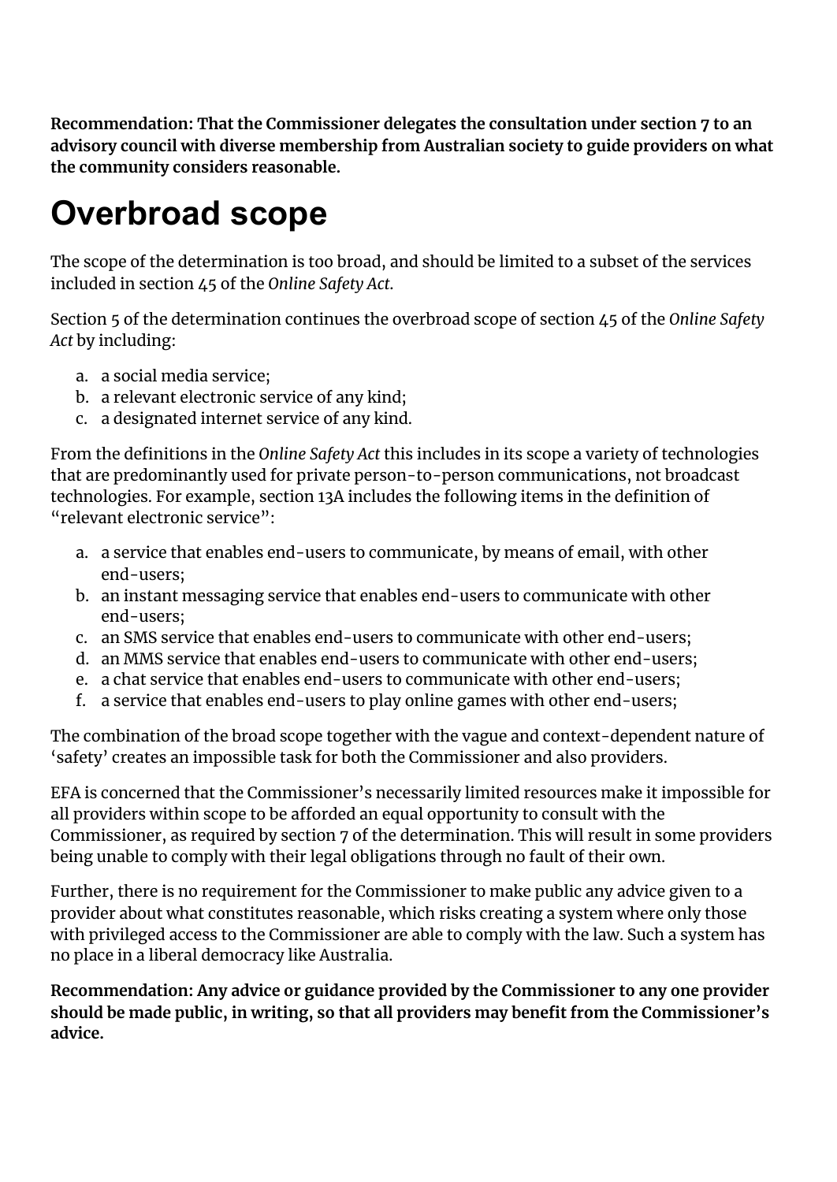**Recommendation: That the Commissioner delegates the consultation under section 7 to an advisory council with diverse membership from Australian society to guide providers on what the community considers reasonable.**

# Overbroad scope

The scope of the determination is too broad, and should be limited to a subset of the services included in section 45 of the *Online Safety Act*.

Section 5 of the determination continues the overbroad scope of section 45 of the *Online Safety Act* by including:

a. a social media service;
b. a relevant electronic service of any kind;
c. a designated internet service of any kind.

From the definitions in the *Online Safety Act* this includes in its scope a variety of technologies that are predominantly used for private person-to-person communications, not broadcast technologies. For example, section 13A includes the following items in the definition of "relevant electronic service":

a. a service that enables end-users to communicate, by means of email, with other end-users;
b. an instant messaging service that enables end-users to communicate with other end-users;
c. an SMS service that enables end-users to communicate with other end-users;
d. an MMS service that enables end-users to communicate with other end-users;
e. a chat service that enables end-users to communicate with other end-users;
f. a service that enables end-users to play online games with other end-users;

The combination of the broad scope together with the vague and context-dependent nature of 'safety' creates an impossible task for both the Commissioner and also providers.

EFA is concerned that the Commissioner's necessarily limited resources make it impossible for all providers within scope to be afforded an equal opportunity to consult with the Commissioner, as required by section 7 of the determination. This will result in some providers being unable to comply with their legal obligations through no fault of their own.

Further, there is no requirement for the Commissioner to make public any advice given to a provider about what constitutes reasonable, which risks creating a system where only those with privileged access to the Commissioner are able to comply with the law. Such a system has no place in a liberal democracy like Australia.

**Recommendation: Any advice or guidance provided by the Commissioner to any one provider should be made public, in writing, so that all providers may benefit from the Commissioner's advice.**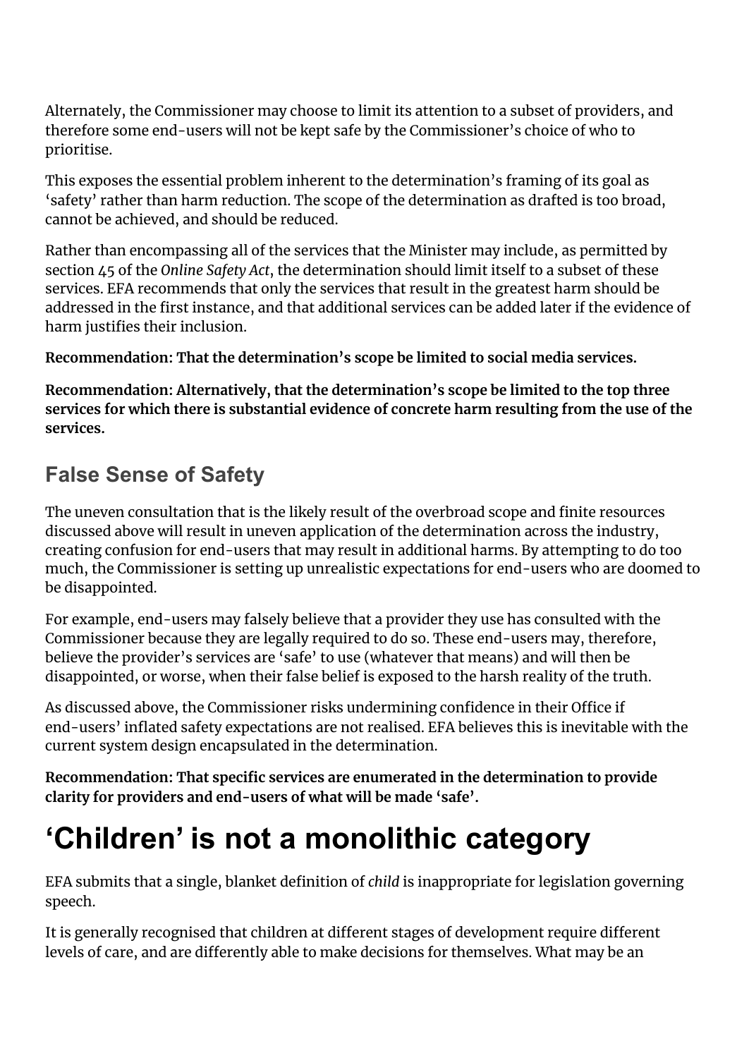Alternately, the Commissioner may choose to limit its attention to a subset of providers, and therefore some end-users will not be kept safe by the Commissioner's choice of who to prioritise.

This exposes the essential problem inherent to the determination's framing of its goal as 'safety' rather than harm reduction. The scope of the determination as drafted is too broad, cannot be achieved, and should be reduced.

Rather than encompassing all of the services that the Minister may include, as permitted by section 45 of the *Online Safety Act*, the determination should limit itself to a subset of these services. EFA recommends that only the services that result in the greatest harm should be addressed in the first instance, and that additional services can be added later if the evidence of harm justifies their inclusion.

**Recommendation: That the determination's scope be limited to social media services.**

**Recommendation: Alternatively, that the determination's scope be limited to the top three services for which there is substantial evidence of concrete harm resulting from the use of the services.**

## False Sense of Safety

The uneven consultation that is the likely result of the overbroad scope and finite resources discussed above will result in uneven application of the determination across the industry, creating confusion for end-users that may result in additional harms. By attempting to do too much, the Commissioner is setting up unrealistic expectations for end-users who are doomed to be disappointed.

For example, end-users may falsely believe that a provider they use has consulted with the Commissioner because they are legally required to do so. These end-users may, therefore, believe the provider's services are 'safe' to use (whatever that means) and will then be disappointed, or worse, when their false belief is exposed to the harsh reality of the truth.

As discussed above, the Commissioner risks undermining confidence in their Office if end-users' inflated safety expectations are not realised. EFA believes this is inevitable with the current system design encapsulated in the determination.

**Recommendation: That specific services are enumerated in the determination to provide clarity for providers and end-users of what will be made 'safe'.**

# 'Children' is not a monolithic category

EFA submits that a single, blanket definition of *child* is inappropriate for legislation governing speech.

It is generally recognised that children at different stages of development require different levels of care, and are differently able to make decisions for themselves. What may be an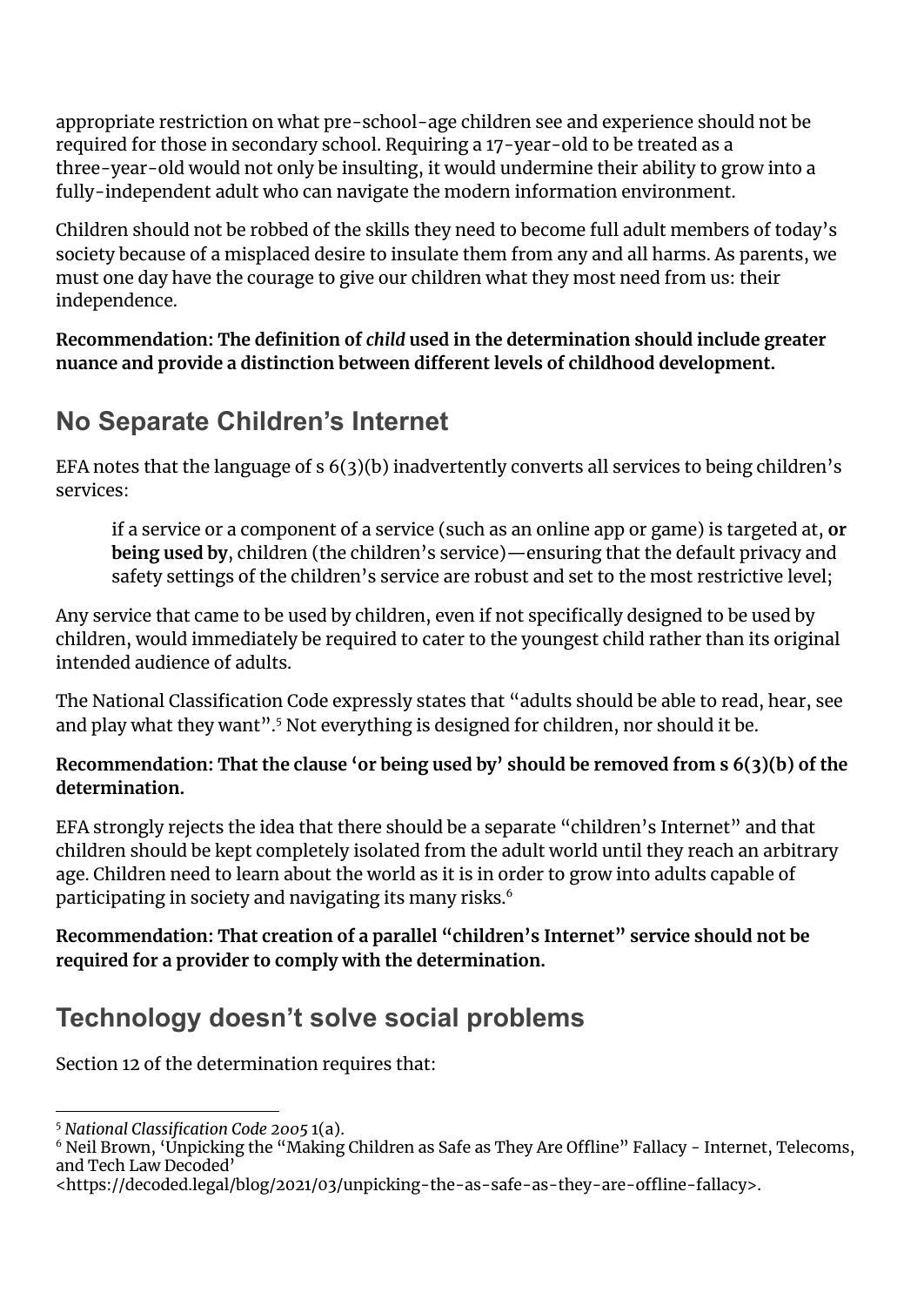appropriate restriction on what pre-school-age children see and experience should not be required for those in secondary school. Requiring a 17-year-old to be treated as a three-year-old would not only be insulting, it would undermine their ability to grow into a fully-independent adult who can navigate the modern information environment.

Children should not be robbed of the skills they need to become full adult members of today's society because of a misplaced desire to insulate them from any and all harms. As parents, we must one day have the courage to give our children what they most need from us: their independence.

**Recommendation: The definition of *child* used in the determination should include greater nuance and provide a distinction between different levels of childhood development.**

## No Separate Children's Internet

EFA notes that the language of s 6(3)(b) inadvertently converts all services to being children's services:

> if a service or a component of a service (such as an online app or game) is targeted at, **or being used by**, children (the children's service)—ensuring that the default privacy and safety settings of the children's service are robust and set to the most restrictive level;

Any service that came to be used by children, even if not specifically designed to be used by children, would immediately be required to cater to the youngest child rather than its original intended audience of adults.

The National Classification Code expressly states that "adults should be able to read, hear, see and play what they want".[5] Not everything is designed for children, nor should it be.

**Recommendation: That the clause 'or being used by' should be removed from s 6(3)(b) of the determination.**

EFA strongly rejects the idea that there should be a separate "children's Internet" and that children should be kept completely isolated from the adult world until they reach an arbitrary age. Children need to learn about the world as it is in order to grow into adults capable of participating in society and navigating its many risks.[6]

**Recommendation: That creation of a parallel "children's Internet" service should not be required for a provider to comply with the determination.**

## Technology doesn't solve social problems

Section 12 of the determination requires that:

---

[5] *National Classification Code 2005* 1(a).

[6] Neil Brown, 'Unpicking the "Making Children as Safe as They Are Offline" Fallacy - Internet, Telecoms, and Tech Law Decoded' <https://decoded.legal/blog/2021/03/unpicking-the-as-safe-as-they-are-offline-fallacy>.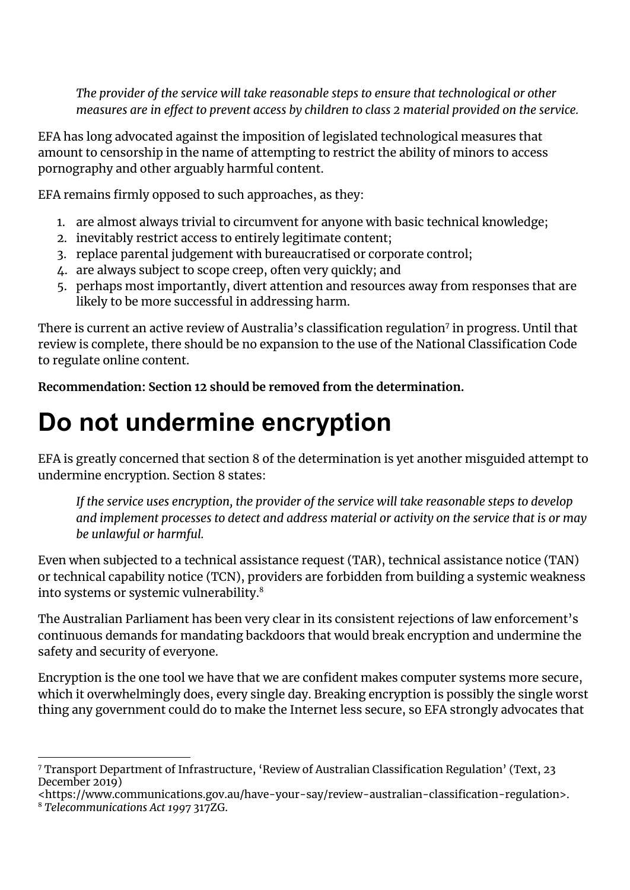> *The provider of the service will take reasonable steps to ensure that technological or other measures are in effect to prevent access by children to class 2 material provided on the service.*

EFA has long advocated against the imposition of legislated technological measures that amount to censorship in the name of attempting to restrict the ability of minors to access pornography and other arguably harmful content.

EFA remains firmly opposed to such approaches, as they:

1. are almost always trivial to circumvent for anyone with basic technical knowledge;
2. inevitably restrict access to entirely legitimate content;
3. replace parental judgement with bureaucratised or corporate control;
4. are always subject to scope creep, often very quickly; and
5. perhaps most importantly, divert attention and resources away from responses that are likely to be more successful in addressing harm.

There is current an active review of Australia's classification regulation[7] in progress. Until that review is complete, there should be no expansion to the use of the National Classification Code to regulate online content.

**Recommendation: Section 12 should be removed from the determination.**

# Do not undermine encryption

EFA is greatly concerned that section 8 of the determination is yet another misguided attempt to undermine encryption. Section 8 states:

> *If the service uses encryption, the provider of the service will take reasonable steps to develop and implement processes to detect and address material or activity on the service that is or may be unlawful or harmful.*

Even when subjected to a technical assistance request (TAR), technical assistance notice (TAN) or technical capability notice (TCN), providers are forbidden from building a systemic weakness into systems or systemic vulnerability.[8]

The Australian Parliament has been very clear in its consistent rejections of law enforcement's continuous demands for mandating backdoors that would break encryption and undermine the safety and security of everyone.

Encryption is the one tool we have that we are confident makes computer systems more secure, which it overwhelmingly does, every single day. Breaking encryption is possibly the single worst thing any government could do to make the Internet less secure, so EFA strongly advocates that

---

[7] Transport Department of Infrastructure, 'Review of Australian Classification Regulation' (Text, 23 December 2019) <https://www.communications.gov.au/have-your-say/review-australian-classification-regulation>.

[8] *Telecommunications Act 1997* 317ZG.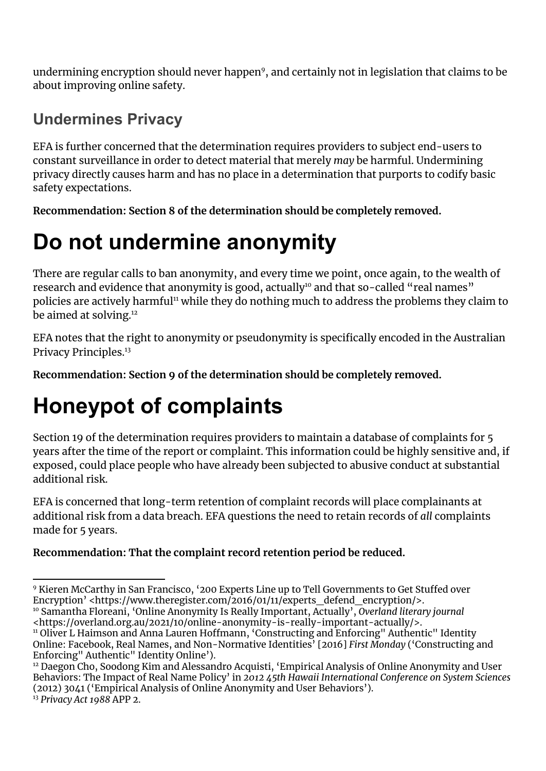undermining encryption should never happen[9], and certainly not in legislation that claims to be about improving online safety.

## Undermines Privacy

EFA is further concerned that the determination requires providers to subject end-users to constant surveillance in order to detect material that merely *may* be harmful. Undermining privacy directly causes harm and has no place in a determination that purports to codify basic safety expectations.

**Recommendation: Section 8 of the determination should be completely removed.**

# Do not undermine anonymity

There are regular calls to ban anonymity, and every time we point, once again, to the wealth of research and evidence that anonymity is good, actually[10] and that so-called "real names" policies are actively harmful[11] while they do nothing much to address the problems they claim to be aimed at solving.[12]

EFA notes that the right to anonymity or pseudonymity is specifically encoded in the Australian Privacy Principles.[13]

**Recommendation: Section 9 of the determination should be completely removed.**

# Honeypot of complaints

Section 19 of the determination requires providers to maintain a database of complaints for 5 years after the time of the report or complaint. This information could be highly sensitive and, if exposed, could place people who have already been subjected to abusive conduct at substantial additional risk.

EFA is concerned that long-term retention of complaint records will place complainants at additional risk from a data breach. EFA questions the need to retain records of *all* complaints made for 5 years.

**Recommendation: That the complaint record retention period be reduced.**

---

[9] Kieren McCarthy in San Francisco, '200 Experts Line up to Tell Governments to Get Stuffed over Encryption' <https://www.theregister.com/2016/01/11/experts_defend_encryption/>.

[10] Samantha Floreani, 'Online Anonymity Is Really Important, Actually', *Overland literary journal* <https://overland.org.au/2021/10/online-anonymity-is-really-important-actually/>.

[11] Oliver L Haimson and Anna Lauren Hoffmann, 'Constructing and Enforcing" Authentic" Identity Online: Facebook, Real Names, and Non-Normative Identities' [2016] *First Monday* ('Constructing and Enforcing" Authentic" Identity Online').

[12] Daegon Cho, Soodong Kim and Alessandro Acquisti, 'Empirical Analysis of Online Anonymity and User Behaviors: The Impact of Real Name Policy' in *2012 45th Hawaii International Conference on System Sciences* (2012) 3041 ('Empirical Analysis of Online Anonymity and User Behaviors').

[13] *Privacy Act 1988* APP 2.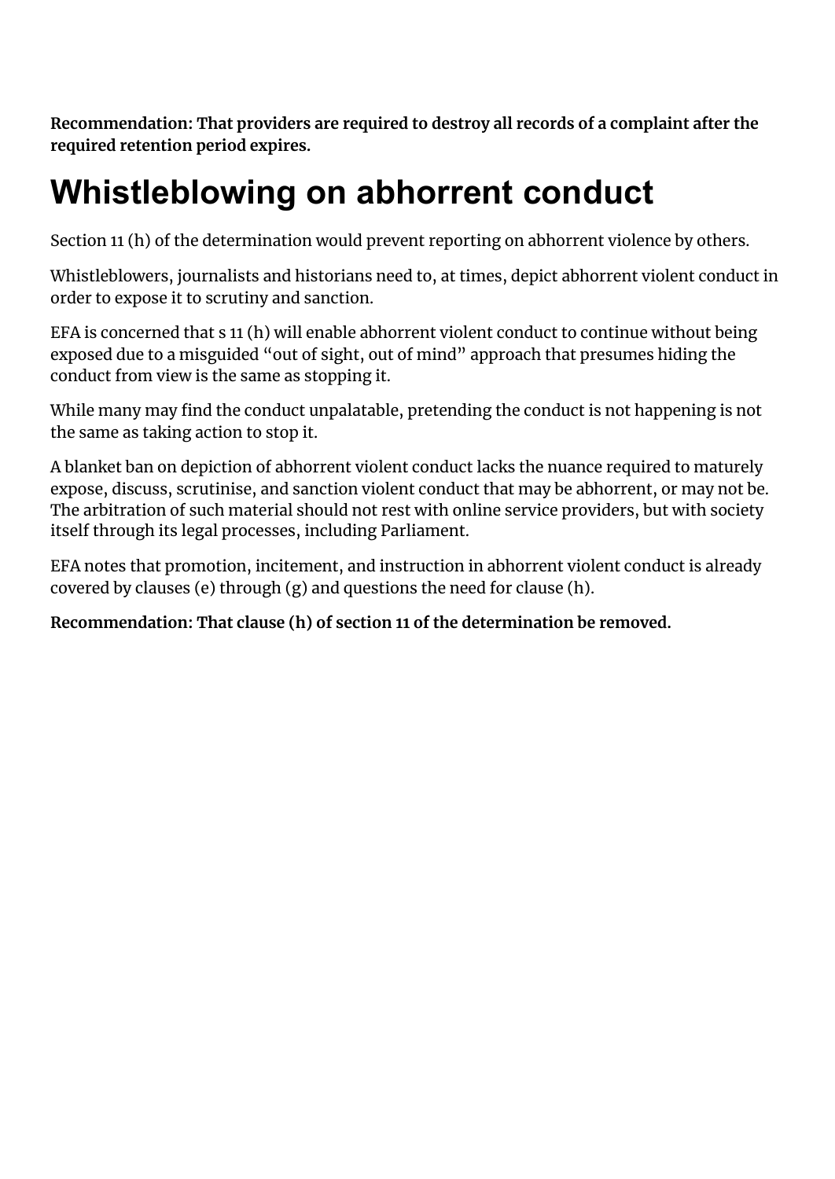**Recommendation: That providers are required to destroy all records of a complaint after the required retention period expires.**

# Whistleblowing on abhorrent conduct

Section 11 (h) of the determination would prevent reporting on abhorrent violence by others.

Whistleblowers, journalists and historians need to, at times, depict abhorrent violent conduct in order to expose it to scrutiny and sanction.

EFA is concerned that s 11 (h) will enable abhorrent violent conduct to continue without being exposed due to a misguided "out of sight, out of mind" approach that presumes hiding the conduct from view is the same as stopping it.

While many may find the conduct unpalatable, pretending the conduct is not happening is not the same as taking action to stop it.

A blanket ban on depiction of abhorrent violent conduct lacks the nuance required to maturely expose, discuss, scrutinise, and sanction violent conduct that may be abhorrent, or may not be. The arbitration of such material should not rest with online service providers, but with society itself through its legal processes, including Parliament.

EFA notes that promotion, incitement, and instruction in abhorrent violent conduct is already covered by clauses (e) through (g) and questions the need for clause (h).

**Recommendation: That clause (h) of section 11 of the determination be removed.**